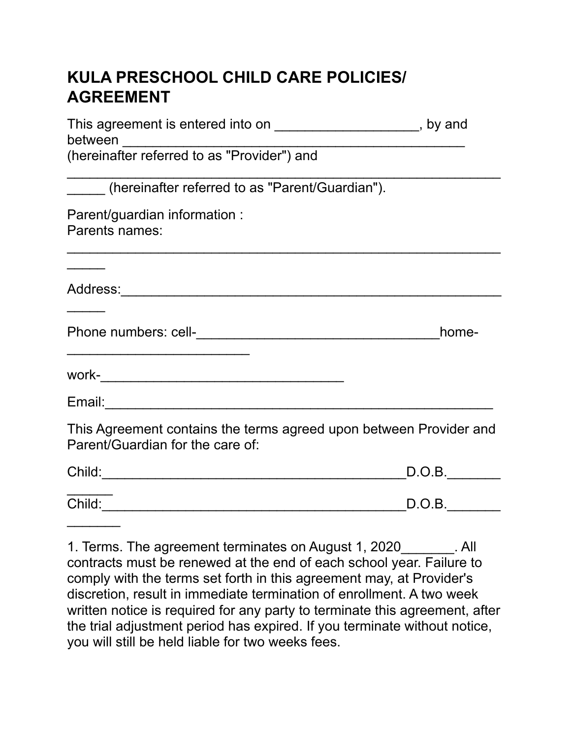# KULA PRESCHOOL CHILD CARE POLICIES/ AGREEMENT

This agreement is entered into on ___________________, by and between _______________________________________________ (hereinafter referred to as "Provider") and

_____________________________________________________________ (hereinafter referred to as "Parent/Guardian").

Parent/guardian information :
Parents names:

_____________________________________________________________

Address:_____________________________________________________

Phone numbers: cell-_________________________________home-_________________________

work-_________________________________

Email:_____________________________________________________

This Agreement contains the terms agreed upon between Provider and Parent/Guardian for the care of:

Child:_________________________________________D.O.B.______________

Child:_________________________________________D.O.B.______________

1. Terms. The agreement terminates on August 1, 2020_______. All contracts must be renewed at the end of each school year. Failure to comply with the terms set forth in this agreement may, at Provider's discretion, result in immediate termination of enrollment. A two week written notice is required for any party to terminate this agreement, after the trial adjustment period has expired. If you terminate without notice, you will still be held liable for two weeks fees.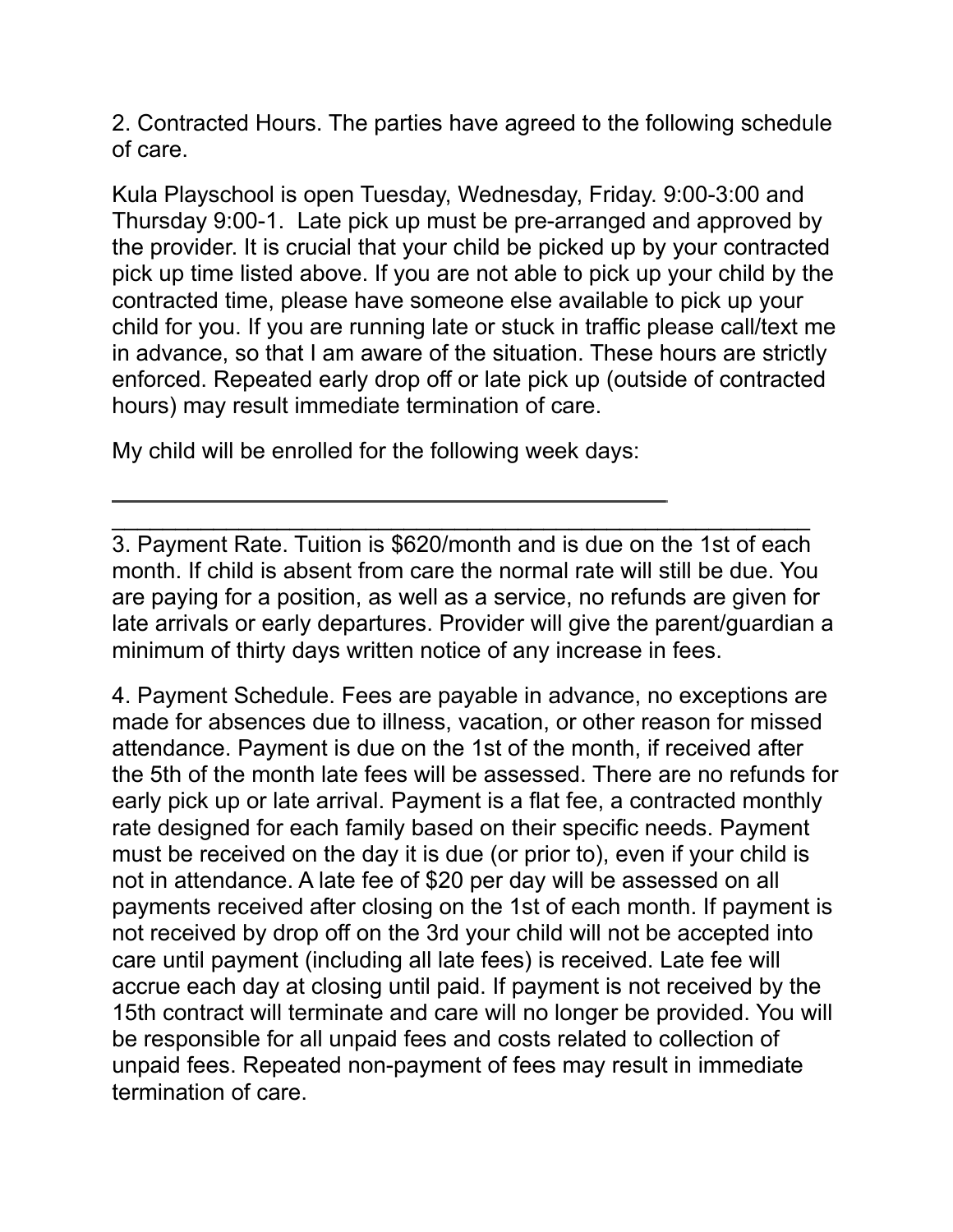2. Contracted Hours. The parties have agreed to the following schedule of care.

Kula Playschool is open Tuesday, Wednesday, Friday. 9:00-3:00 and Thursday 9:00-1. Late pick up must be pre-arranged and approved by the provider. It is crucial that your child be picked up by your contracted pick up time listed above. If you are not able to pick up your child by the contracted time, please have someone else available to pick up your child for you. If you are running late or stuck in traffic please call/text me in advance, so that I am aware of the situation. These hours are strictly enforced. Repeated early drop off or late pick up (outside of contracted hours) may result immediate termination of care.

My child will be enrolled for the following week days:

______________________________________________

_________________________________________________________

3. Payment Rate. Tuition is $620/month and is due on the 1st of each month. If child is absent from care the normal rate will still be due. You are paying for a position, as well as a service, no refunds are given for late arrivals or early departures. Provider will give the parent/guardian a minimum of thirty days written notice of any increase in fees.

4. Payment Schedule. Fees are payable in advance, no exceptions are made for absences due to illness, vacation, or other reason for missed attendance. Payment is due on the 1st of the month, if received after the 5th of the month late fees will be assessed. There are no refunds for early pick up or late arrival. Payment is a flat fee, a contracted monthly rate designed for each family based on their specific needs. Payment must be received on the day it is due (or prior to), even if your child is not in attendance. A late fee of $20 per day will be assessed on all payments received after closing on the 1st of each month. If payment is not received by drop off on the 3rd your child will not be accepted into care until payment (including all late fees) is received. Late fee will accrue each day at closing until paid. If payment is not received by the 15th contract will terminate and care will no longer be provided. You will be responsible for all unpaid fees and costs related to collection of unpaid fees. Repeated non-payment of fees may result in immediate termination of care.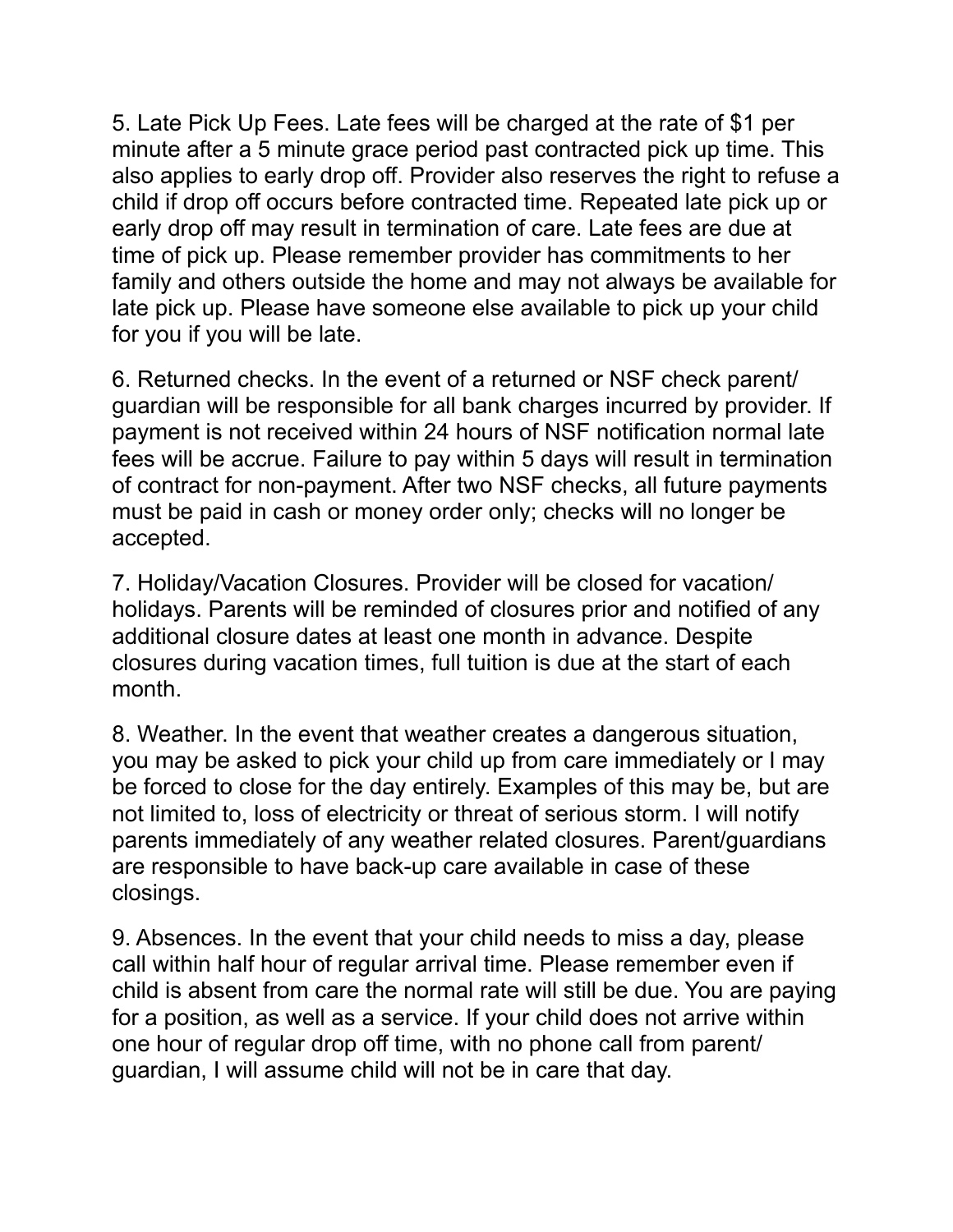5. Late Pick Up Fees. Late fees will be charged at the rate of $1 per minute after a 5 minute grace period past contracted pick up time. This also applies to early drop off. Provider also reserves the right to refuse a child if drop off occurs before contracted time. Repeated late pick up or early drop off may result in termination of care. Late fees are due at time of pick up. Please remember provider has commitments to her family and others outside the home and may not always be available for late pick up. Please have someone else available to pick up your child for you if you will be late.

6. Returned checks. In the event of a returned or NSF check parent/ guardian will be responsible for all bank charges incurred by provider. If payment is not received within 24 hours of NSF notification normal late fees will be accrue. Failure to pay within 5 days will result in termination of contract for non-payment. After two NSF checks, all future payments must be paid in cash or money order only; checks will no longer be accepted.

7. Holiday/Vacation Closures. Provider will be closed for vacation/ holidays. Parents will be reminded of closures prior and notified of any additional closure dates at least one month in advance. Despite closures during vacation times, full tuition is due at the start of each month.

8. Weather. In the event that weather creates a dangerous situation, you may be asked to pick your child up from care immediately or I may be forced to close for the day entirely. Examples of this may be, but are not limited to, loss of electricity or threat of serious storm. I will notify parents immediately of any weather related closures. Parent/guardians are responsible to have back-up care available in case of these closings.

9. Absences. In the event that your child needs to miss a day, please call within half hour of regular arrival time. Please remember even if child is absent from care the normal rate will still be due. You are paying for a position, as well as a service. If your child does not arrive within one hour of regular drop off time, with no phone call from parent/ guardian, I will assume child will not be in care that day.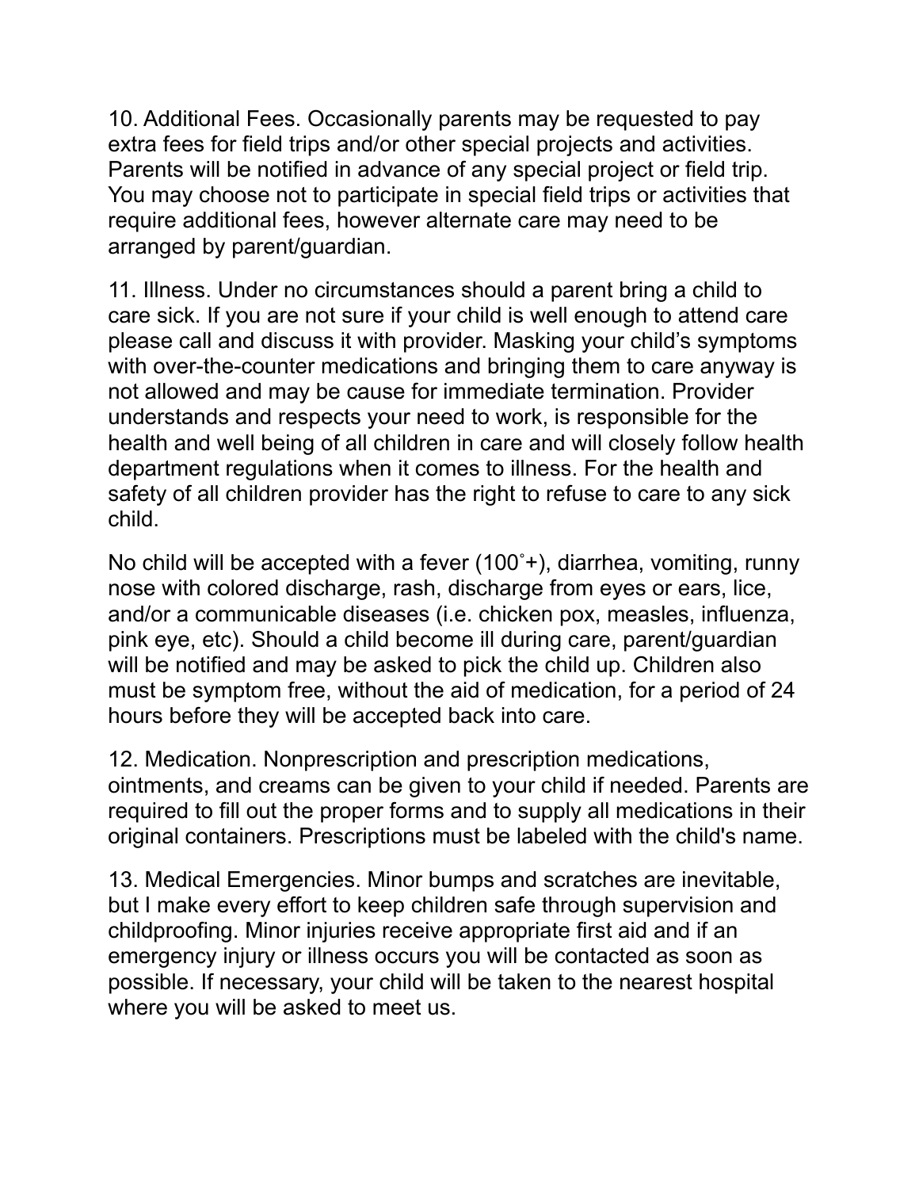10. Additional Fees. Occasionally parents may be requested to pay extra fees for field trips and/or other special projects and activities. Parents will be notified in advance of any special project or field trip. You may choose not to participate in special field trips or activities that require additional fees, however alternate care may need to be arranged by parent/guardian.

11. Illness. Under no circumstances should a parent bring a child to care sick. If you are not sure if your child is well enough to attend care please call and discuss it with provider. Masking your child's symptoms with over-the-counter medications and bringing them to care anyway is not allowed and may be cause for immediate termination. Provider understands and respects your need to work, is responsible for the health and well being of all children in care and will closely follow health department regulations when it comes to illness. For the health and safety of all children provider has the right to refuse to care to any sick child.

No child will be accepted with a fever (100˚+), diarrhea, vomiting, runny nose with colored discharge, rash, discharge from eyes or ears, lice, and/or a communicable diseases (i.e. chicken pox, measles, influenza, pink eye, etc). Should a child become ill during care, parent/guardian will be notified and may be asked to pick the child up. Children also must be symptom free, without the aid of medication, for a period of 24 hours before they will be accepted back into care.

12. Medication. Nonprescription and prescription medications, ointments, and creams can be given to your child if needed. Parents are required to fill out the proper forms and to supply all medications in their original containers. Prescriptions must be labeled with the child's name.

13. Medical Emergencies. Minor bumps and scratches are inevitable, but I make every effort to keep children safe through supervision and childproofing. Minor injuries receive appropriate first aid and if an emergency injury or illness occurs you will be contacted as soon as possible. If necessary, your child will be taken to the nearest hospital where you will be asked to meet us.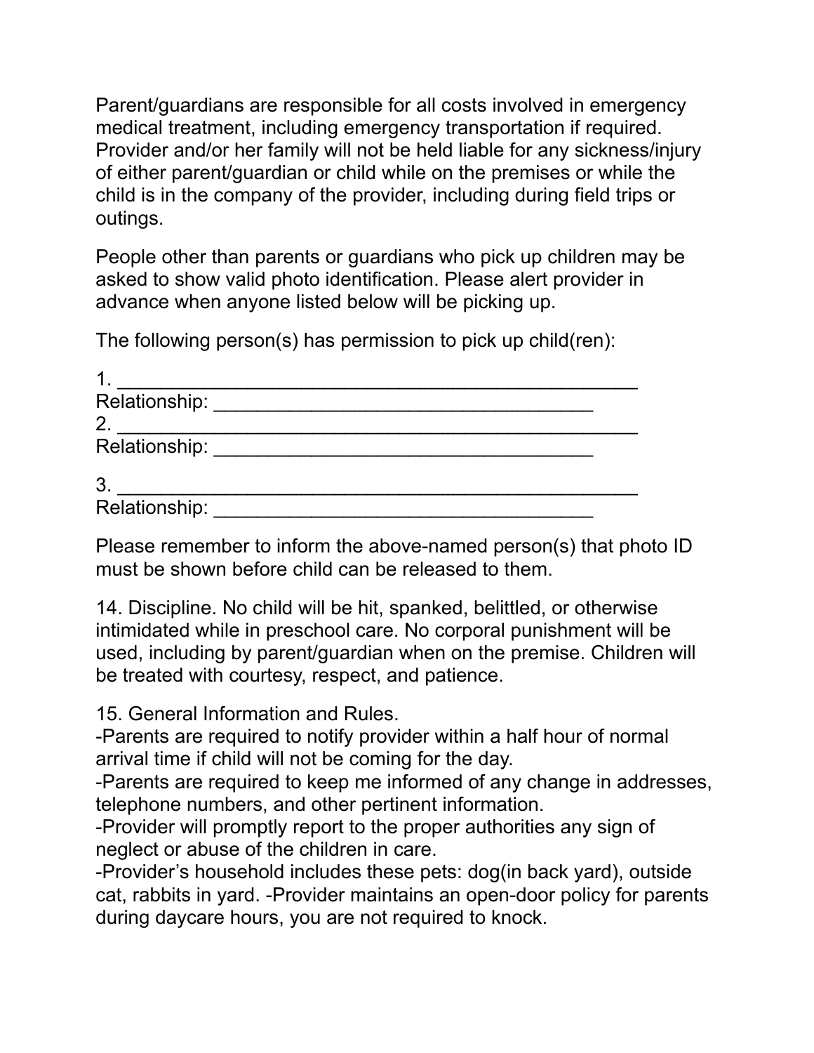Parent/guardians are responsible for all costs involved in emergency medical treatment, including emergency transportation if required. Provider and/or her family will not be held liable for any sickness/injury of either parent/guardian or child while on the premises or while the child is in the company of the provider, including during field trips or outings.

People other than parents or guardians who pick up children may be asked to show valid photo identification. Please alert provider in advance when anyone listed below will be picking up.

The following person(s) has permission to pick up child(ren):

1. ________________________________________________
Relationship: ___________________________________
2. ________________________________________________
Relationship: ___________________________________

3. ________________________________________________
Relationship: ___________________________________

Please remember to inform the above-named person(s) that photo ID must be shown before child can be released to them.

14. Discipline. No child will be hit, spanked, belittled, or otherwise intimidated while in preschool care. No corporal punishment will be used, including by parent/guardian when on the premise. Children will be treated with courtesy, respect, and patience.

15. General Information and Rules.
-Parents are required to notify provider within a half hour of normal arrival time if child will not be coming for the day.
-Parents are required to keep me informed of any change in addresses, telephone numbers, and other pertinent information.
-Provider will promptly report to the proper authorities any sign of neglect or abuse of the children in care.
-Provider's household includes these pets: dog(in back yard), outside cat, rabbits in yard. -Provider maintains an open-door policy for parents during daycare hours, you are not required to knock.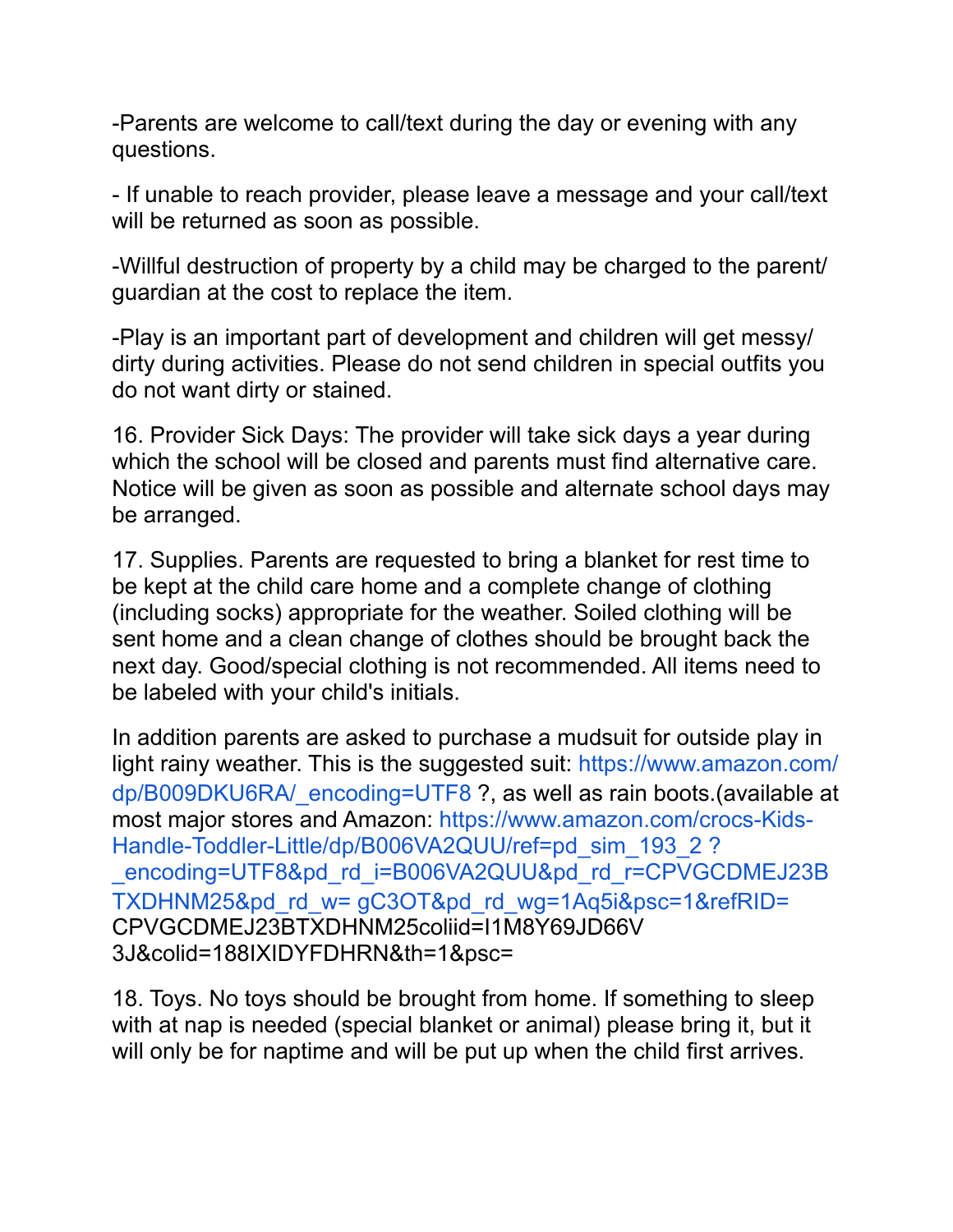-Parents are welcome to call/text during the day or evening with any questions.

- If unable to reach provider, please leave a message and your call/text will be returned as soon as possible.

-Willful destruction of property by a child may be charged to the parent/guardian at the cost to replace the item.

-Play is an important part of development and children will get messy/dirty during activities. Please do not send children in special outfits you do not want dirty or stained.

16. Provider Sick Days: The provider will take sick days a year during which the school will be closed and parents must find alternative care. Notice will be given as soon as possible and alternate school days may be arranged.

17. Supplies. Parents are requested to bring a blanket for rest time to be kept at the child care home and a complete change of clothing (including socks) appropriate for the weather. Soiled clothing will be sent home and a clean change of clothes should be brought back the next day. Good/special clothing is not recommended. All items need to be labeled with your child's initials.

In addition parents are asked to purchase a mudsuit for outside play in light rainy weather. This is the suggested suit: https://www.amazon.com/dp/B009DKU6RA/_encoding=UTF8 ?, as well as rain boots.(available at most major stores and Amazon: https://www.amazon.com/crocs-Kids-Handle-Toddler-Little/dp/B006VA2QUU/ref=pd_sim_193_2 ?_encoding=UTF8&pd_rd_i=B006VA2QUU&pd_rd_r=CPVGCDMEJ23BTXDHNM25&pd_rd_w= gC3OT&pd_rd_wg=1Aq5i&psc=1&refRID=CPVGCDMEJ23BTXDHNM25coliid=I1M8Y69JD66V3J&colid=188IXIDYFDHRN&th=1&psc=

18. Toys. No toys should be brought from home. If something to sleep with at nap is needed (special blanket or animal) please bring it, but it will only be for naptime and will be put up when the child first arrives.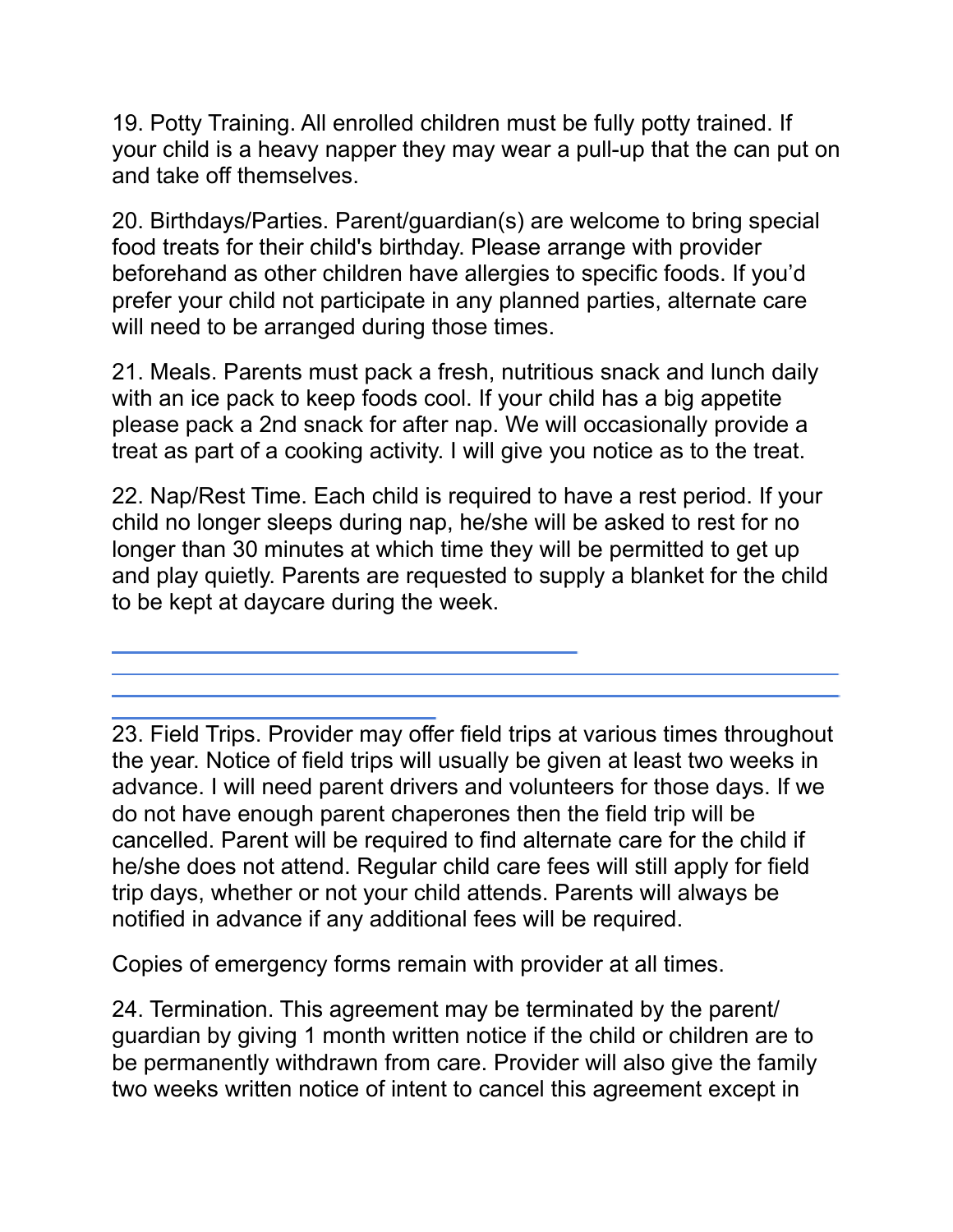19. Potty Training. All enrolled children must be fully potty trained. If your child is a heavy napper they may wear a pull-up that the can put on and take off themselves.

20. Birthdays/Parties. Parent/guardian(s) are welcome to bring special food treats for their child's birthday. Please arrange with provider beforehand as other children have allergies to specific foods. If you'd prefer your child not participate in any planned parties, alternate care will need to be arranged during those times.

21. Meals. Parents must pack a fresh, nutritious snack and lunch daily with an ice pack to keep foods cool. If your child has a big appetite please pack a 2nd snack for after nap. We will occasionally provide a treat as part of a cooking activity. I will give you notice as to the treat.

22. Nap/Rest Time. Each child is required to have a rest period. If your child no longer sleeps during nap, he/she will be asked to rest for no longer than 30 minutes at which time they will be permitted to get up and play quietly. Parents are requested to supply a blanket for the child to be kept at daycare during the week.

23. Field Trips. Provider may offer field trips at various times throughout the year. Notice of field trips will usually be given at least two weeks in advance. I will need parent drivers and volunteers for those days. If we do not have enough parent chaperones then the field trip will be cancelled. Parent will be required to find alternate care for the child if he/she does not attend. Regular child care fees will still apply for field trip days, whether or not your child attends. Parents will always be notified in advance if any additional fees will be required.

Copies of emergency forms remain with provider at all times.

24. Termination. This agreement may be terminated by the parent/guardian by giving 1 month written notice if the child or children are to be permanently withdrawn from care. Provider will also give the family two weeks written notice of intent to cancel this agreement except in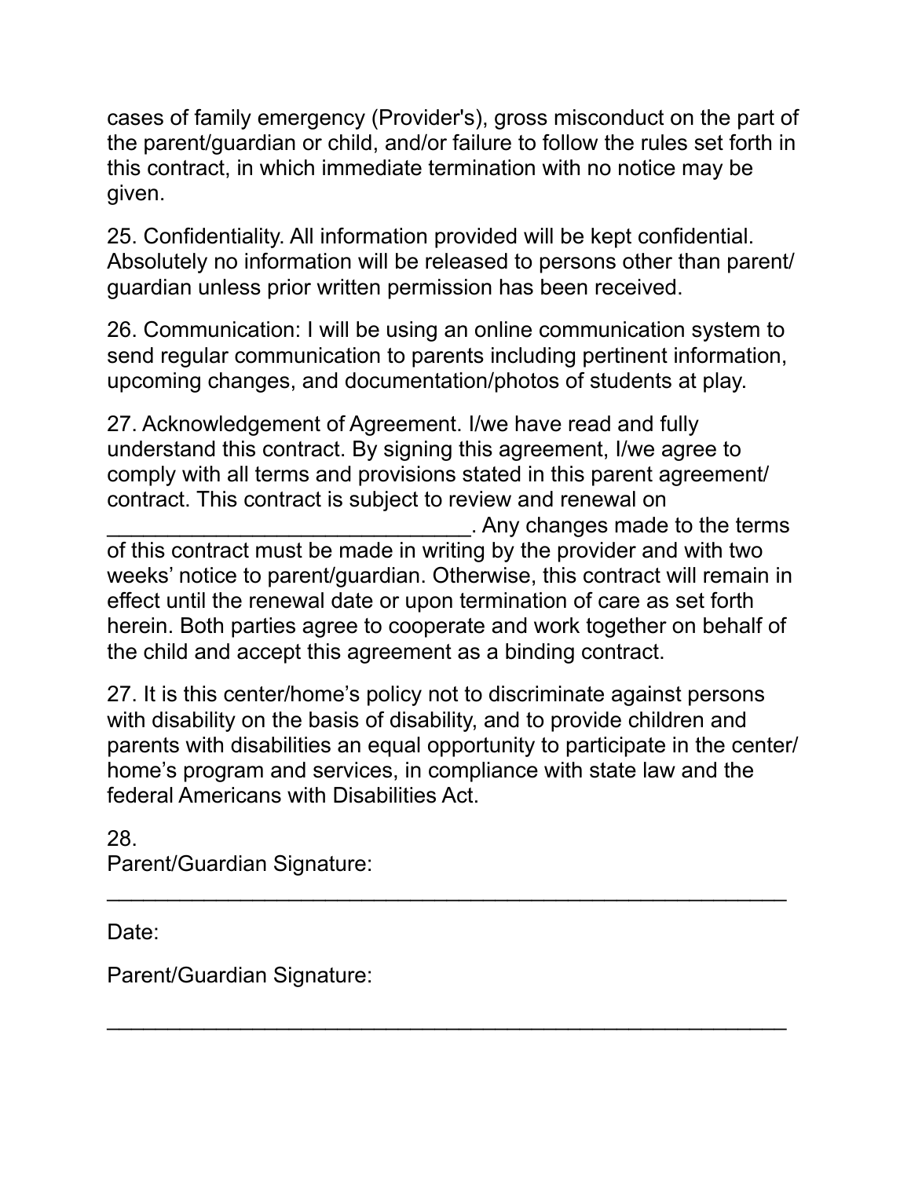cases of family emergency (Provider's), gross misconduct on the part of the parent/guardian or child, and/or failure to follow the rules set forth in this contract, in which immediate termination with no notice may be given.

25. Confidentiality. All information provided will be kept confidential. Absolutely no information will be released to persons other than parent/ guardian unless prior written permission has been received.

26. Communication: I will be using an online communication system to send regular communication to parents including pertinent information, upcoming changes, and documentation/photos of students at play.

27. Acknowledgement of Agreement. I/we have read and fully understand this contract. By signing this agreement, I/we agree to comply with all terms and provisions stated in this parent agreement/ contract. This contract is subject to review and renewal on ______________________________. Any changes made to the terms of this contract must be made in writing by the provider and with two weeks' notice to parent/guardian. Otherwise, this contract will remain in effect until the renewal date or upon termination of care as set forth herein. Both parties agree to cooperate and work together on behalf of the child and accept this agreement as a binding contract.

27. It is this center/home's policy not to discriminate against persons with disability on the basis of disability, and to provide children and parents with disabilities an equal opportunity to participate in the center/ home's program and services, in compliance with state law and the federal Americans with Disabilities Act.

28.
Parent/Guardian Signature:

_________________________________________________________

Date:

Parent/Guardian Signature:

_________________________________________________________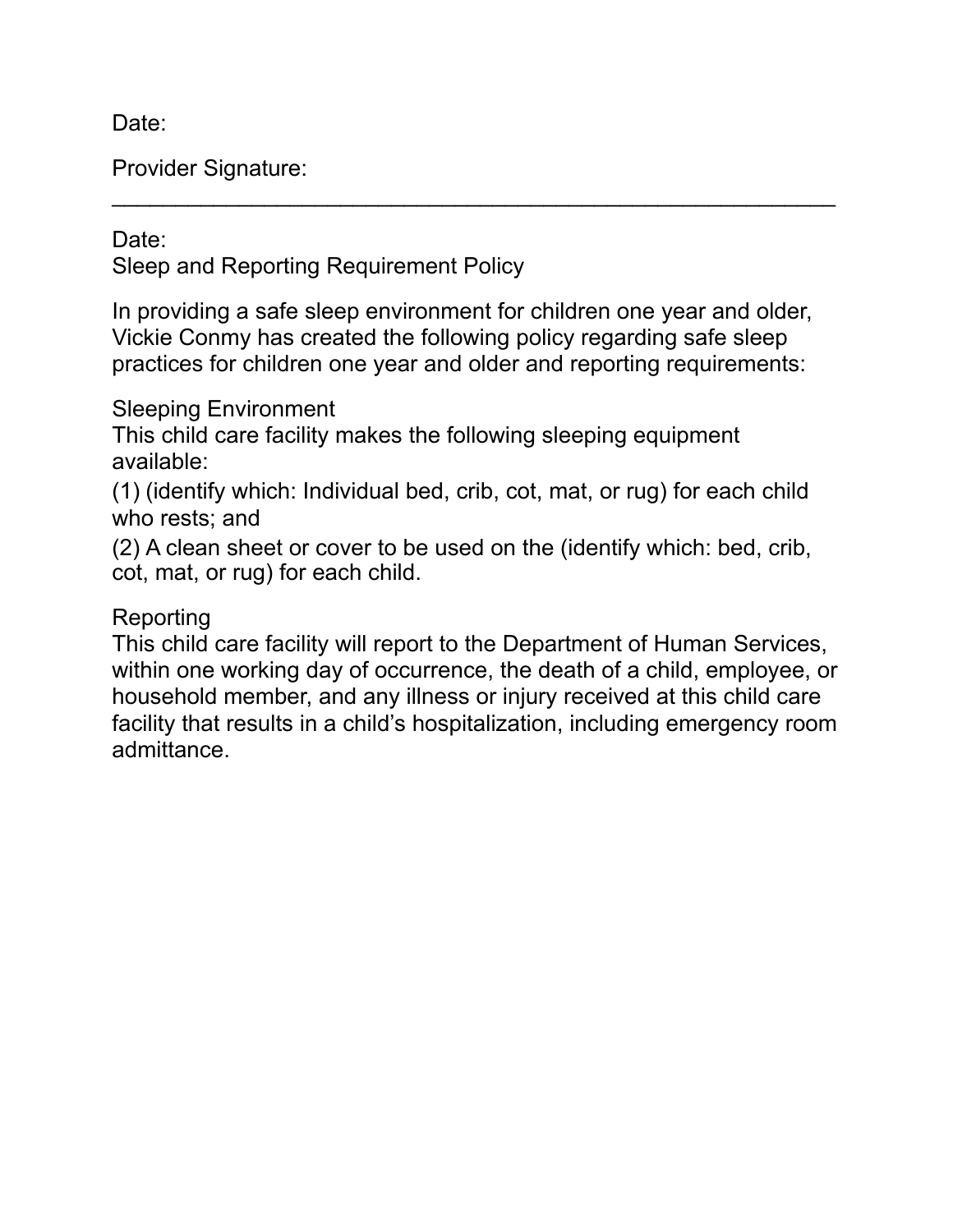Date:

Provider Signature: \_\_\_\_\_\_\_\_\_\_\_\_\_\_\_\_\_\_\_\_\_\_\_\_\_\_\_\_\_\_\_\_\_\_\_\_\_\_\_\_\_\_\_\_\_\_\_\_\_\_\_\_

Date:

Sleep and Reporting Requirement Policy

In providing a safe sleep environment for children one year and older, Vickie Conmy has created the following policy regarding safe sleep practices for children one year and older and reporting requirements:

Sleeping Environment

This child care facility makes the following sleeping equipment available:

(1) (identify which: Individual bed, crib, cot, mat, or rug) for each child who rests; and

(2) A clean sheet or cover to be used on the (identify which: bed, crib, cot, mat, or rug) for each child.

Reporting

This child care facility will report to the Department of Human Services, within one working day of occurrence, the death of a child, employee, or household member, and any illness or injury received at this child care facility that results in a child's hospitalization, including emergency room admittance.